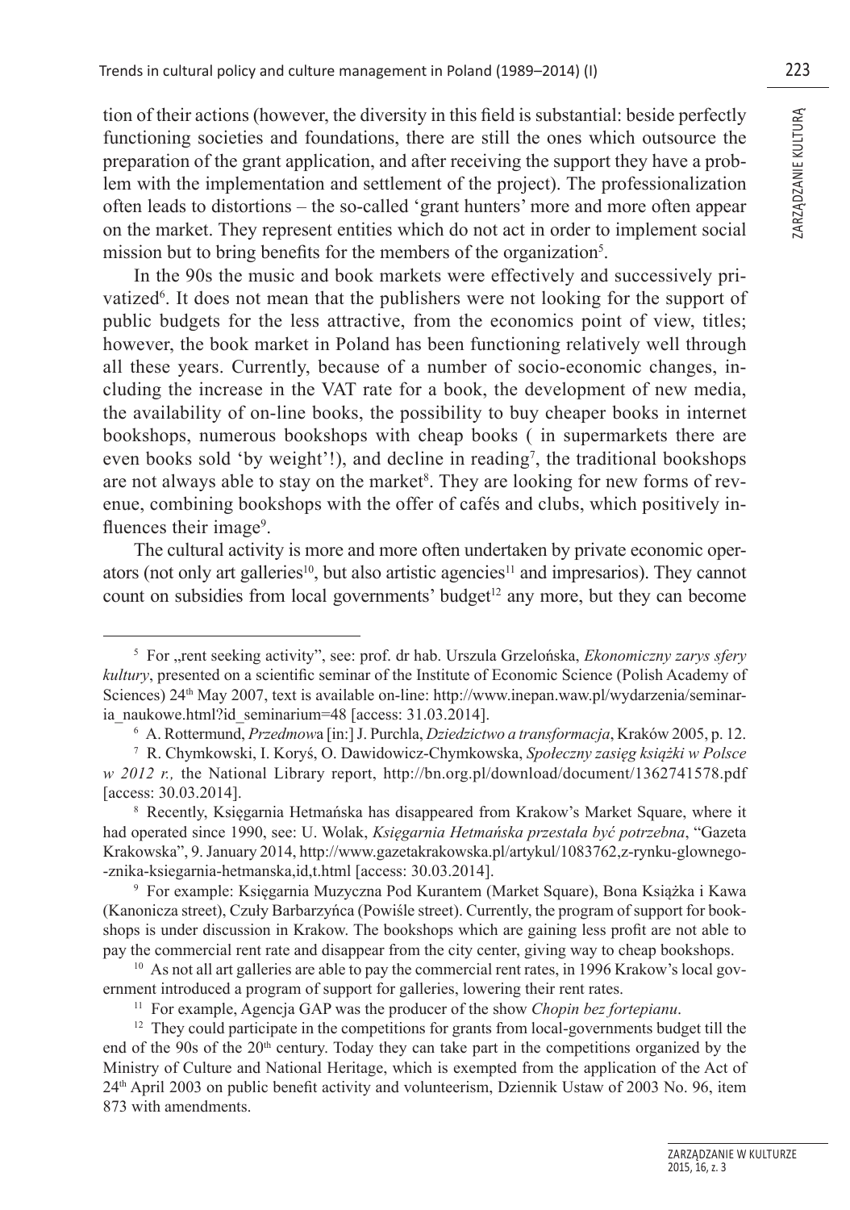tion of their actions (however, the diversity in this field is substantial: beside perfectly functioning societies and foundations, there are still the ones which outsource the preparation of the grant application, and after receiving the support they have a problem with the implementation and settlement of the project). The professionalization often leads to distortions – the so-called 'grant hunters' more and more often appear on the market. They represent entities which do not act in order to implement social mission but to bring benefits for the members of the organization[5].

In the 90s the music and book markets were effectively and successively privatized[6]. It does not mean that the publishers were not looking for the support of public budgets for the less attractive, from the economics point of view, titles; however, the book market in Poland has been functioning relatively well through all these years. Currently, because of a number of socio-economic changes, including the increase in the VAT rate for a book, the development of new media, the availability of on-line books, the possibility to buy cheaper books in internet bookshops, numerous bookshops with cheap books ( in supermarkets there are even books sold 'by weight'!), and decline in reading[7], the traditional bookshops are not always able to stay on the market[8]. They are looking for new forms of revenue, combining bookshops with the offer of cafés and clubs, which positively influences their image[9].

The cultural activity is more and more often undertaken by private economic operators (not only art galleries[10], but also artistic agencies[11] and impresarios). They cannot count on subsidies from local governments' budget[12] any more, but they can become

---

[5] For „rent seeking activity", see: prof. dr hab. Urszula Grzelońska, *Ekonomiczny zarys sfery kultury*, presented on a scientific seminar of the Institute of Economic Science (Polish Academy of Sciences) 24th May 2007, text is available on-line: http://www.inepan.waw.pl/wydarzenia/seminaria_naukowe.html?id_seminarium=48 [access: 31.03.2014].

[6] A. Rottermund, *Przedmowa* [in:] J. Purchla, *Dziedzictwo a transformacja*, Kraków 2005, p. 12.

[7] R. Chymkowski, I. Koryś, O. Dawidowicz-Chymkowska, *Społeczny zasięg książki w Polsce w 2012 r.,* the National Library report, http://bn.org.pl/download/document/1362741578.pdf [access: 30.03.2014].

[8] Recently, Księgarnia Hetmańska has disappeared from Krakow's Market Square, where it had operated since 1990, see: U. Wolak, *Księgarnia Hetmańska przestała być potrzebna*, "Gazeta Krakowska", 9. January 2014, http://www.gazetakrakowska.pl/artykul/1083762,z-rynku-glownego--znika-ksiegarnia-hetmanska,id,t.html [access: 30.03.2014].

[9] For example: Księgarnia Muzyczna Pod Kurantem (Market Square), Bona Książka i Kawa (Kanonicza street), Czuły Barbarzyńca (Powiśle street). Currently, the program of support for bookshops is under discussion in Krakow. The bookshops which are gaining less profit are not able to pay the commercial rent rate and disappear from the city center, giving way to cheap bookshops.

[10] As not all art galleries are able to pay the commercial rent rates, in 1996 Krakow's local government introduced a program of support for galleries, lowering their rent rates.

[11] For example, Agencja GAP was the producer of the show *Chopin bez fortepianu*.

[12] They could participate in the competitions for grants from local-governments budget till the end of the 90s of the 20th century. Today they can take part in the competitions organized by the Ministry of Culture and National Heritage, which is exempted from the application of the Act of 24th April 2003 on public benefit activity and volunteerism, Dziennik Ustaw of 2003 No. 96, item 873 with amendments.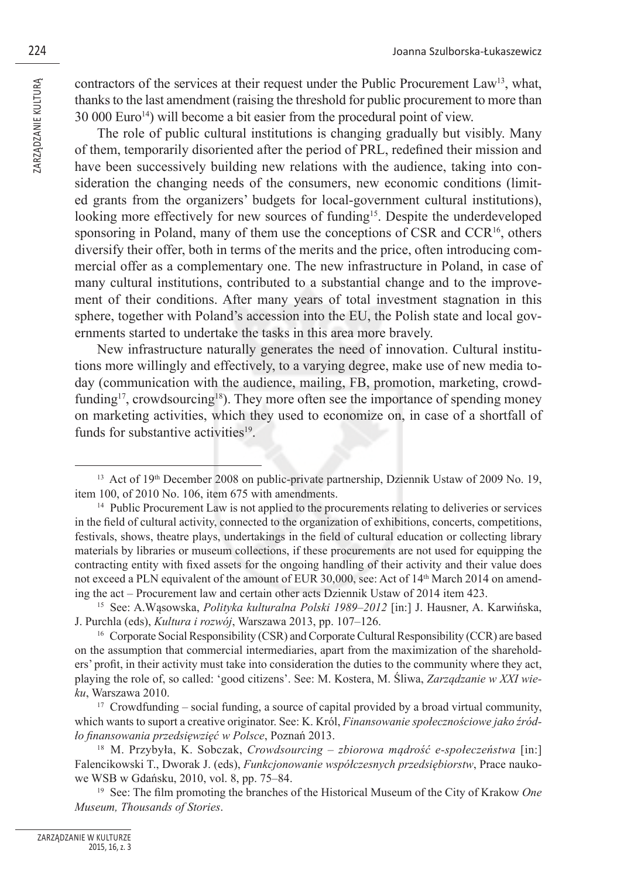contractors of the services at their request under the Public Procurement Law[13], what, thanks to the last amendment (raising the threshold for public procurement to more than 30 000 Euro[14]) will become a bit easier from the procedural point of view.

The role of public cultural institutions is changing gradually but visibly. Many of them, temporarily disoriented after the period of PRL, redefined their mission and have been successively building new relations with the audience, taking into consideration the changing needs of the consumers, new economic conditions (limited grants from the organizers' budgets for local-government cultural institutions), looking more effectively for new sources of funding[15]. Despite the underdeveloped sponsoring in Poland, many of them use the conceptions of CSR and CCR[16], others diversify their offer, both in terms of the merits and the price, often introducing commercial offer as a complementary one. The new infrastructure in Poland, in case of many cultural institutions, contributed to a substantial change and to the improvement of their conditions. After many years of total investment stagnation in this sphere, together with Poland's accession into the EU, the Polish state and local governments started to undertake the tasks in this area more bravely.

New infrastructure naturally generates the need of innovation. Cultural institutions more willingly and effectively, to a varying degree, make use of new media today (communication with the audience, mailing, FB, promotion, marketing, crowdfunding[17], crowdsourcing[18]). They more often see the importance of spending money on marketing activities, which they used to economize on, in case of a shortfall of funds for substantive activities[19].

---

[13] Act of 19th December 2008 on public-private partnership, Dziennik Ustaw of 2009 No. 19, item 100, of 2010 No. 106, item 675 with amendments.

[14] Public Procurement Law is not applied to the procurements relating to deliveries or services in the field of cultural activity, connected to the organization of exhibitions, concerts, competitions, festivals, shows, theatre plays, undertakings in the field of cultural education or collecting library materials by libraries or museum collections, if these procurements are not used for equipping the contracting entity with fixed assets for the ongoing handling of their activity and their value does not exceed a PLN equivalent of the amount of EUR 30,000, see: Act of 14th March 2014 on amending the act – Procurement law and certain other acts Dziennik Ustaw of 2014 item 423.

[15] See: A.Wąsowska, *Polityka kulturalna Polski 1989–2012* [in:] J. Hausner, A. Karwińska, J. Purchla (eds), *Kultura i rozwój*, Warszawa 2013, pp. 107–126.

[16] Corporate Social Responsibility (CSR) and Corporate Cultural Responsibility (CCR) are based on the assumption that commercial intermediaries, apart from the maximization of the shareholders' profit, in their activity must take into consideration the duties to the community where they act, playing the role of, so called: 'good citizens'. See: M. Kostera, M. Śliwa, *Zarządzanie w XXI wieku*, Warszawa 2010.

[17] Crowdfunding – social funding, a source of capital provided by a broad virtual community, which wants to suport a creative originator. See: K. Król, *Finansowanie społecznościowe jako źródło finansowania przedsięwzięć w Polsce*, Poznań 2013.

[18] M. Przybyła, K. Sobczak, *Crowdsourcing – zbiorowa mądrość e-społeczeństwa* [in:] Falencikowski T., Dworak J. (eds), *Funkcjonowanie współczesnych przedsiębiorstw*, Prace naukowe WSB w Gdańsku, 2010, vol. 8, pp. 75–84.

[19] See: The film promoting the branches of the Historical Museum of the City of Krakow *One Museum, Thousands of Stories*.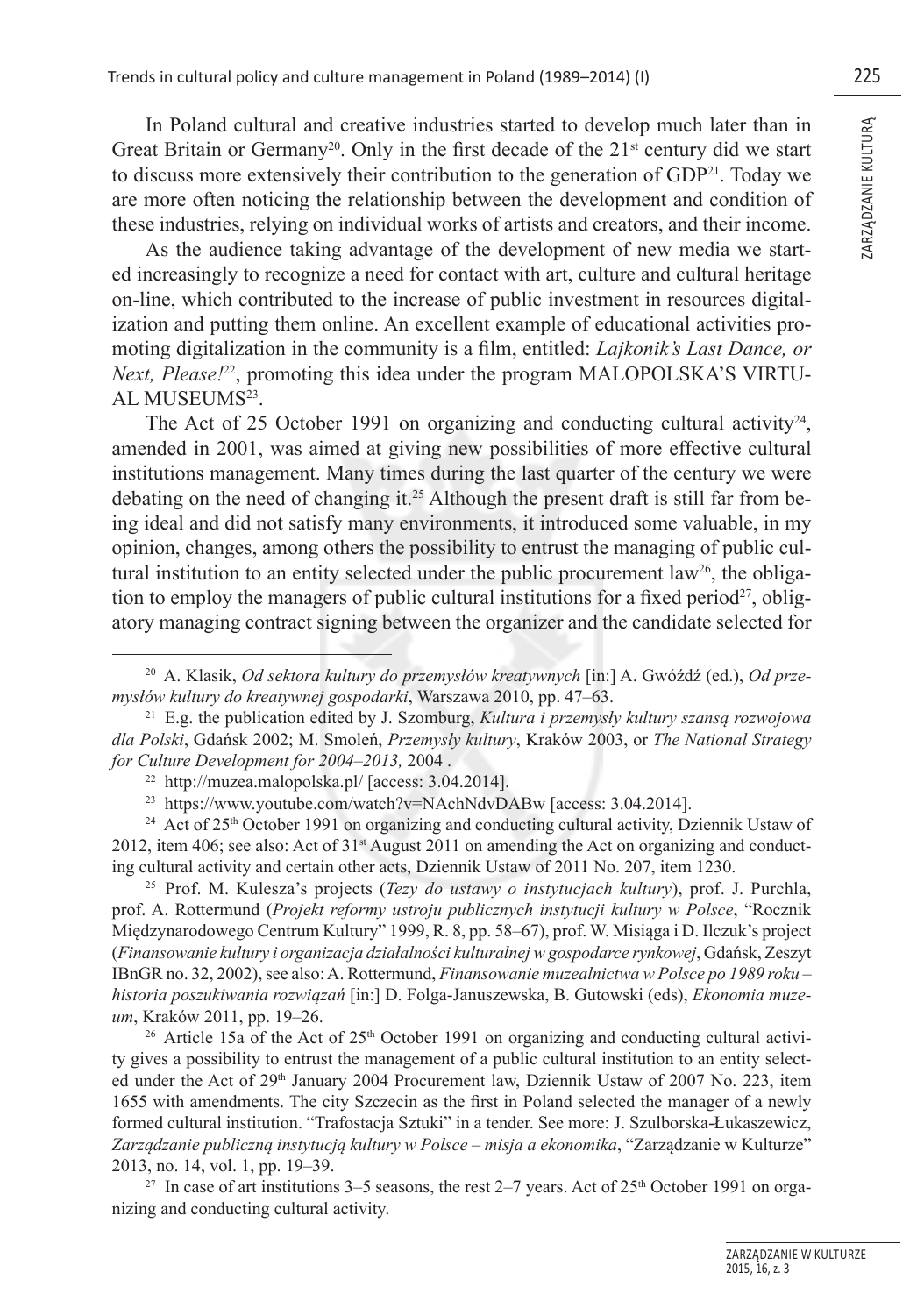In Poland cultural and creative industries started to develop much later than in Great Britain or Germany[20]. Only in the first decade of the 21st century did we start to discuss more extensively their contribution to the generation of GDP[21]. Today we are more often noticing the relationship between the development and condition of these industries, relying on individual works of artists and creators, and their income.

As the audience taking advantage of the development of new media we started increasingly to recognize a need for contact with art, culture and cultural heritage on-line, which contributed to the increase of public investment in resources digitalization and putting them online. An excellent example of educational activities promoting digitalization in the community is a film, entitled: *Lajkonik's Last Dance, or Next, Please!*[22], promoting this idea under the program MALOPOLSKA'S VIRTUAL MUSEUMS[23].

The Act of 25 October 1991 on organizing and conducting cultural activity[24], amended in 2001, was aimed at giving new possibilities of more effective cultural institutions management. Many times during the last quarter of the century we were debating on the need of changing it.[25] Although the present draft is still far from being ideal and did not satisfy many environments, it introduced some valuable, in my opinion, changes, among others the possibility to entrust the managing of public cultural institution to an entity selected under the public procurement law[26], the obligation to employ the managers of public cultural institutions for a fixed period[27], obligatory managing contract signing between the organizer and the candidate selected for

---

[20] A. Klasik, *Od sektora kultury do przemysłów kreatywnych* [in:] A. Gwóźdź (ed.), *Od przemysłów kultury do kreatywnej gospodarki*, Warszawa 2010, pp. 47–63.

[21] E.g. the publication edited by J. Szomburg, *Kultura i przemysły kultury szansą rozwojowa dla Polski*, Gdańsk 2002; M. Smoleń, *Przemysły kultury*, Kraków 2003, or *The National Strategy for Culture Development for 2004–2013,* 2004 .

[22] http://muzea.malopolska.pl/ [access: 3.04.2014].

[23] https://www.youtube.com/watch?v=NAchNdvDABw [access: 3.04.2014].

[24] Act of 25th October 1991 on organizing and conducting cultural activity, Dziennik Ustaw of 2012, item 406; see also: Act of 31st August 2011 on amending the Act on organizing and conducting cultural activity and certain other acts, Dziennik Ustaw of 2011 No. 207, item 1230.

[25] Prof. M. Kulesza's projects (*Tezy do ustawy o instytucjach kultury*), prof. J. Purchla, prof. A. Rottermund (*Projekt reformy ustroju publicznych instytucji kultury w Polsce*, "Rocznik Międzynarodowego Centrum Kultury" 1999, R. 8, pp. 58–67), prof. W. Misiąga i D. Ilczuk's project (*Finansowanie kultury i organizacja działalności kulturalnej w gospodarce rynkowej*, Gdańsk, Zeszyt IBnGR no. 32, 2002), see also: A. Rottermund, *Finansowanie muzealnictwa w Polsce po 1989 roku – historia poszukiwania rozwiązań* [in:] D. Folga-Januszewska, B. Gutowski (eds), *Ekonomia muzeum*, Kraków 2011, pp. 19–26.

[26] Article 15a of the Act of 25th October 1991 on organizing and conducting cultural activity gives a possibility to entrust the management of a public cultural institution to an entity selected under the Act of 29th January 2004 Procurement law, Dziennik Ustaw of 2007 No. 223, item 1655 with amendments. The city Szczecin as the first in Poland selected the manager of a newly formed cultural institution. "Trafostacja Sztuki" in a tender. See more: J. Szulborska-Łukaszewicz, *Zarządzanie publiczną instytucją kultury w Polsce – misja a ekonomika*, "Zarządzanie w Kulturze" 2013, no. 14, vol. 1, pp. 19–39.

[27] In case of art institutions 3–5 seasons, the rest 2–7 years. Act of 25th October 1991 on organizing and conducting cultural activity.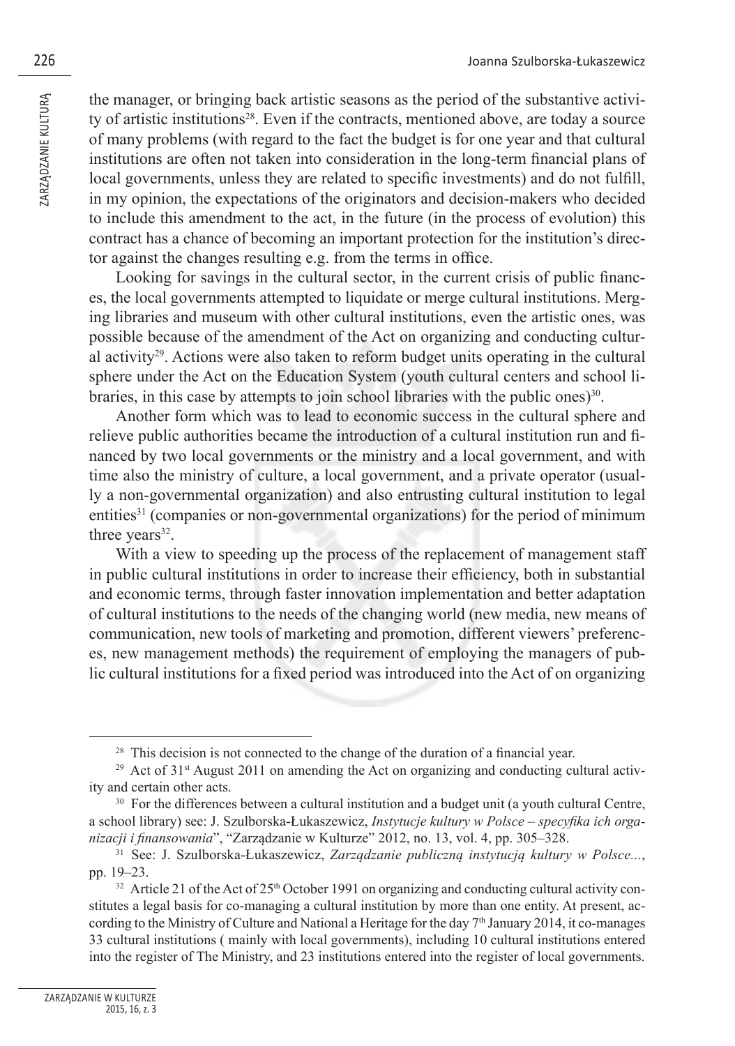the manager, or bringing back artistic seasons as the period of the substantive activity of artistic institutions[28]. Even if the contracts, mentioned above, are today a source of many problems (with regard to the fact the budget is for one year and that cultural institutions are often not taken into consideration in the long-term financial plans of local governments, unless they are related to specific investments) and do not fulfill, in my opinion, the expectations of the originators and decision-makers who decided to include this amendment to the act, in the future (in the process of evolution) this contract has a chance of becoming an important protection for the institution's director against the changes resulting e.g. from the terms in office.

Looking for savings in the cultural sector, in the current crisis of public finances, the local governments attempted to liquidate or merge cultural institutions. Merging libraries and museum with other cultural institutions, even the artistic ones, was possible because of the amendment of the Act on organizing and conducting cultural activity[29]. Actions were also taken to reform budget units operating in the cultural sphere under the Act on the Education System (youth cultural centers and school libraries, in this case by attempts to join school libraries with the public ones)[30].

Another form which was to lead to economic success in the cultural sphere and relieve public authorities became the introduction of a cultural institution run and financed by two local governments or the ministry and a local government, and with time also the ministry of culture, a local government, and a private operator (usually a non-governmental organization) and also entrusting cultural institution to legal entities[31] (companies or non-governmental organizations) for the period of minimum three years[32].

With a view to speeding up the process of the replacement of management staff in public cultural institutions in order to increase their efficiency, both in substantial and economic terms, through faster innovation implementation and better adaptation of cultural institutions to the needs of the changing world (new media, new means of communication, new tools of marketing and promotion, different viewers' preferences, new management methods) the requirement of employing the managers of public cultural institutions for a fixed period was introduced into the Act of on organizing

---

[28] This decision is not connected to the change of the duration of a financial year.

[29] Act of 31st August 2011 on amending the Act on organizing and conducting cultural activity and certain other acts.

[30] For the differences between a cultural institution and a budget unit (a youth cultural Centre, a school library) see: J. Szulborska-Łukaszewicz, *Instytucje kultury w Polsce – specyfika ich organizacji i finansowania*", "Zarządzanie w Kulturze" 2012, no. 13, vol. 4, pp. 305–328.

[31] See: J. Szulborska-Łukaszewicz, *Zarządzanie publiczną instytucją kultury w Polsce...*, pp. 19–23.

[32] Article 21 of the Act of 25th October 1991 on organizing and conducting cultural activity constitutes a legal basis for co-managing a cultural institution by more than one entity. At present, according to the Ministry of Culture and National a Heritage for the day 7th January 2014, it co-manages 33 cultural institutions ( mainly with local governments), including 10 cultural institutions entered into the register of The Ministry, and 23 institutions entered into the register of local governments.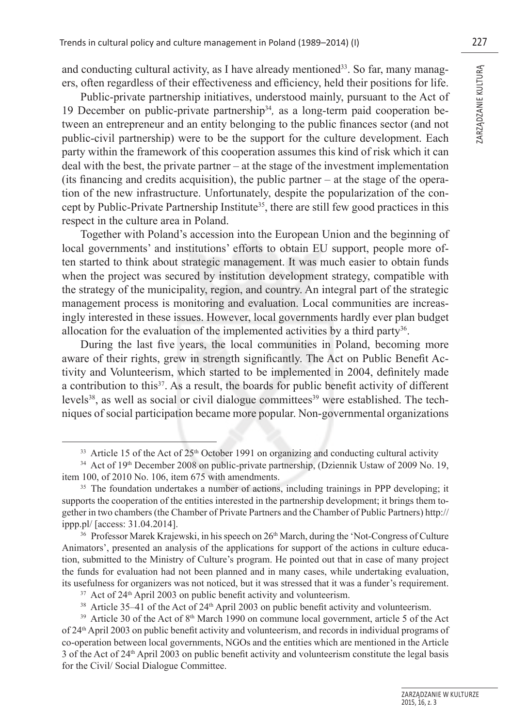and conducting cultural activity, as I have already mentioned[33]. So far, many managers, often regardless of their effectiveness and efficiency, held their positions for life.

Public-private partnership initiatives, understood mainly, pursuant to the Act of 19 December on public-private partnership[34], as a long-term paid cooperation between an entrepreneur and an entity belonging to the public finances sector (and not public-civil partnership) were to be the support for the culture development. Each party within the framework of this cooperation assumes this kind of risk which it can deal with the best, the private partner – at the stage of the investment implementation (its financing and credits acquisition), the public partner – at the stage of the operation of the new infrastructure. Unfortunately, despite the popularization of the concept by Public-Private Partnership Institute[35], there are still few good practices in this respect in the culture area in Poland.

Together with Poland's accession into the European Union and the beginning of local governments' and institutions' efforts to obtain EU support, people more often started to think about strategic management. It was much easier to obtain funds when the project was secured by institution development strategy, compatible with the strategy of the municipality, region, and country. An integral part of the strategic management process is monitoring and evaluation. Local communities are increasingly interested in these issues. However, local governments hardly ever plan budget allocation for the evaluation of the implemented activities by a third party[36].

During the last five years, the local communities in Poland, becoming more aware of their rights, grew in strength significantly. The Act on Public Benefit Activity and Volunteerism, which started to be implemented in 2004, definitely made a contribution to this[37]. As a result, the boards for public benefit activity of different levels[38], as well as social or civil dialogue committees[39] were established. The techniques of social participation became more popular. Non-governmental organizations

---

[33] Article 15 of the Act of 25th October 1991 on organizing and conducting cultural activity

[34] Act of 19th December 2008 on public-private partnership, (Dziennik Ustaw of 2009 No. 19, item 100, of 2010 No. 106, item 675 with amendments.

[35] The foundation undertakes a number of actions, including trainings in PPP developing; it supports the cooperation of the entities interested in the partnership development; it brings them together in two chambers (the Chamber of Private Partners and the Chamber of Public Partners) http://ippp.pl/ [access: 31.04.2014].

[36] Professor Marek Krajewski, in his speech on 26th March, during the 'Not-Congress of Culture Animators', presented an analysis of the applications for support of the actions in culture education, submitted to the Ministry of Culture's program. He pointed out that in case of many project the funds for evaluation had not been planned and in many cases, while undertaking evaluation, its usefulness for organizers was not noticed, but it was stressed that it was a funder's requirement.

[37] Act of 24th April 2003 on public benefit activity and volunteerism.

[38] Article 35–41 of the Act of 24th April 2003 on public benefit activity and volunteerism.

[39] Article 30 of the Act of 8th March 1990 on commune local government, article 5 of the Act of 24th April 2003 on public benefit activity and volunteerism, and records in individual programs of co-operation between local governments, NGOs and the entities which are mentioned in the Article 3 of the Act of 24th April 2003 on public benefit activity and volunteerism constitute the legal basis for the Civil/ Social Dialogue Committee.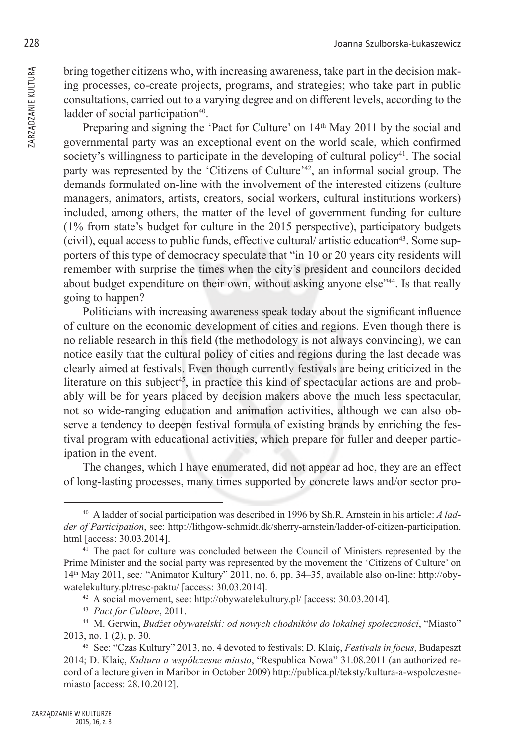bring together citizens who, with increasing awareness, take part in the decision making processes, co-create projects, programs, and strategies; who take part in public consultations, carried out to a varying degree and on different levels, according to the ladder of social participation[40].

Preparing and signing the 'Pact for Culture' on 14th May 2011 by the social and governmental party was an exceptional event on the world scale, which confirmed society's willingness to participate in the developing of cultural policy[41]. The social party was represented by the 'Citizens of Culture'[42], an informal social group. The demands formulated on-line with the involvement of the interested citizens (culture managers, animators, artists, creators, social workers, cultural institutions workers) included, among others, the matter of the level of government funding for culture (1% from state's budget for culture in the 2015 perspective), participatory budgets (civil), equal access to public funds, effective cultural/ artistic education[43]. Some supporters of this type of democracy speculate that "in 10 or 20 years city residents will remember with surprise the times when the city's president and councilors decided about budget expenditure on their own, without asking anyone else"[44]. Is that really going to happen?

Politicians with increasing awareness speak today about the significant influence of culture on the economic development of cities and regions. Even though there is no reliable research in this field (the methodology is not always convincing), we can notice easily that the cultural policy of cities and regions during the last decade was clearly aimed at festivals. Even though currently festivals are being criticized in the literature on this subject[45], in practice this kind of spectacular actions are and probably will be for years placed by decision makers above the much less spectacular, not so wide-ranging education and animation activities, although we can also observe a tendency to deepen festival formula of existing brands by enriching the festival program with educational activities, which prepare for fuller and deeper participation in the event.

The changes, which I have enumerated, did not appear ad hoc, they are an effect of long-lasting processes, many times supported by concrete laws and/or sector pro-

---

[40] A ladder of social participation was described in 1996 by Sh.R. Arnstein in his article: *A ladder of Participation*, see: http://lithgow-schmidt.dk/sherry-arnstein/ladder-of-citizen-participation.html [access: 30.03.2014].

[41] The pact for culture was concluded between the Council of Ministers represented by the Prime Minister and the social party was represented by the movement the 'Citizens of Culture' on 14th May 2011, see*:* "Animator Kultury" 2011, no. 6, pp. 34–35, available also on-line: http://obywatelekultury.pl/tresc-paktu/ [access: 30.03.2014].

[42] A social movement, see: http://obywatelekultury.pl/ [access: 30.03.2014].

[43] *Pact for Culture*, 2011.

[44] M. Gerwin, *Budżet obywatelski: od nowych chodników do lokalnej społeczności*, "Miasto" 2013, no. 1 (2), p. 30.

[45] See: "Czas Kultury" 2013, no. 4 devoted to festivals; D. Klaiç, *Festivals in focus*, Budapeszt 2014; D. Klaiç, *Kultura a współczesne miasto*, "Respublica Nowa" 31.08.2011 (an authorized record of a lecture given in Maribor in October 2009) http://publica.pl/teksty/kultura-a-wspolczesne-miasto [access: 28.10.2012].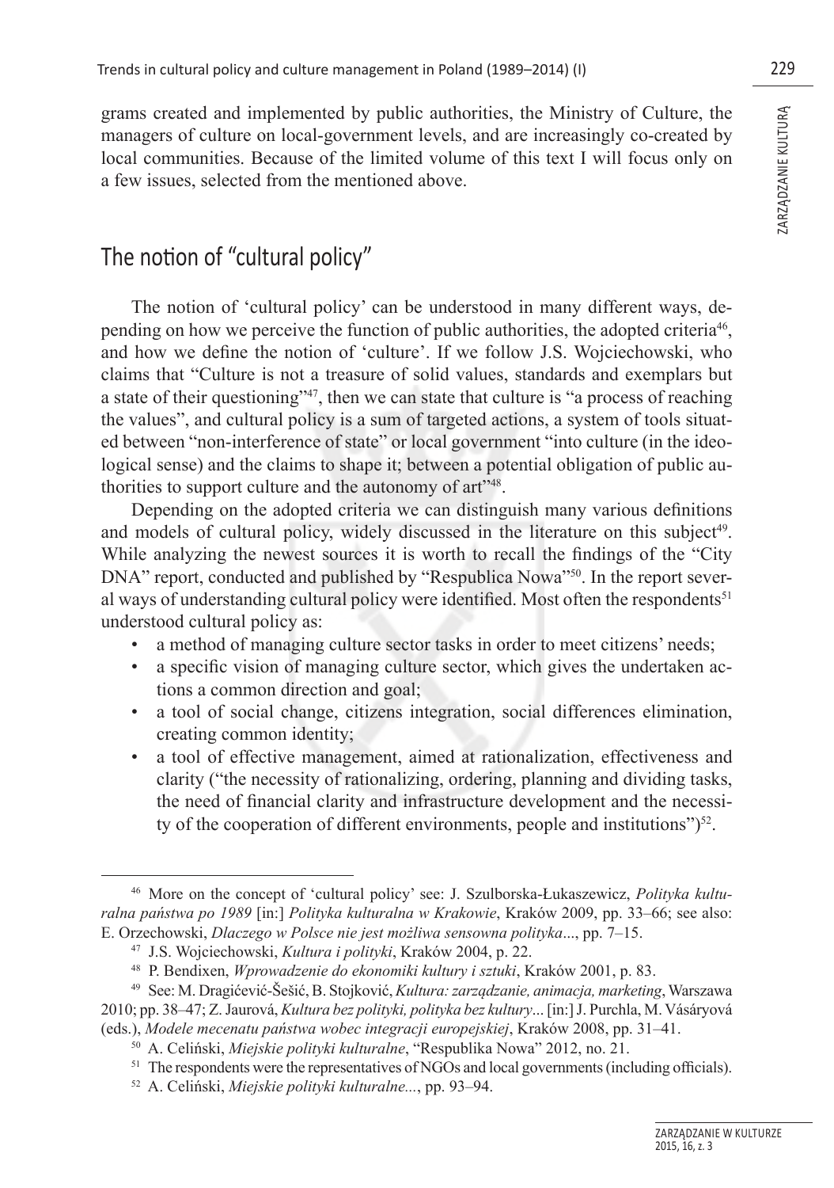grams created and implemented by public authorities, the Ministry of Culture, the managers of culture on local-government levels, and are increasingly co-created by local communities. Because of the limited volume of this text I will focus only on a few issues, selected from the mentioned above.

## The notion of "cultural policy"

The notion of 'cultural policy' can be understood in many different ways, depending on how we perceive the function of public authorities, the adopted criteria[46], and how we define the notion of 'culture'. If we follow J.S. Wojciechowski, who claims that "Culture is not a treasure of solid values, standards and exemplars but a state of their questioning"[47], then we can state that culture is "a process of reaching the values", and cultural policy is a sum of targeted actions, a system of tools situated between "non-interference of state" or local government "into culture (in the ideological sense) and the claims to shape it; between a potential obligation of public authorities to support culture and the autonomy of art"[48].

Depending on the adopted criteria we can distinguish many various definitions and models of cultural policy, widely discussed in the literature on this subject[49]. While analyzing the newest sources it is worth to recall the findings of the "City DNA" report, conducted and published by "Respublica Nowa"[50]. In the report several ways of understanding cultural policy were identified. Most often the respondents[51] understood cultural policy as:

- a method of managing culture sector tasks in order to meet citizens' needs;
- a specific vision of managing culture sector, which gives the undertaken actions a common direction and goal;
- a tool of social change, citizens integration, social differences elimination, creating common identity;
- a tool of effective management, aimed at rationalization, effectiveness and clarity ("the necessity of rationalizing, ordering, planning and dividing tasks, the need of financial clarity and infrastructure development and the necessity of the cooperation of different environments, people and institutions")[52].

---

[46] More on the concept of 'cultural policy' see: J. Szulborska-Łukaszewicz, *Polityka kulturalna państwa po 1989* [in:] *Polityka kulturalna w Krakowie*, Kraków 2009, pp. 33–66; see also: E. Orzechowski, *Dlaczego w Polsce nie jest możliwa sensowna polityka*..., pp. 7–15.

[47] J.S. Wojciechowski, *Kultura i polityki*, Kraków 2004, p. 22.

[48] P. Bendixen, *Wprowadzenie do ekonomiki kultury i sztuki*, Kraków 2001, p. 83.

[49] See: M. Dragićević-Šešić, B. Stojković, *Kultura: zarządzanie, animacja, marketing*, Warszawa 2010; pp. 38–47; Z. Jaurová, *Kultura bez polityki, polityka bez kultury*... [in:] J. Purchla, M. Vásáryová (eds.), *Modele mecenatu państwa wobec integracji europejskiej*, Kraków 2008, pp. 31–41.

[50] A. Celiński, *Miejskie polityki kulturalne*, "Respublika Nowa" 2012, no. 21.

[51] The respondents were the representatives of NGOs and local governments (including officials).

[52] A. Celiński, *Miejskie polityki kulturalne*..., pp. 93–94.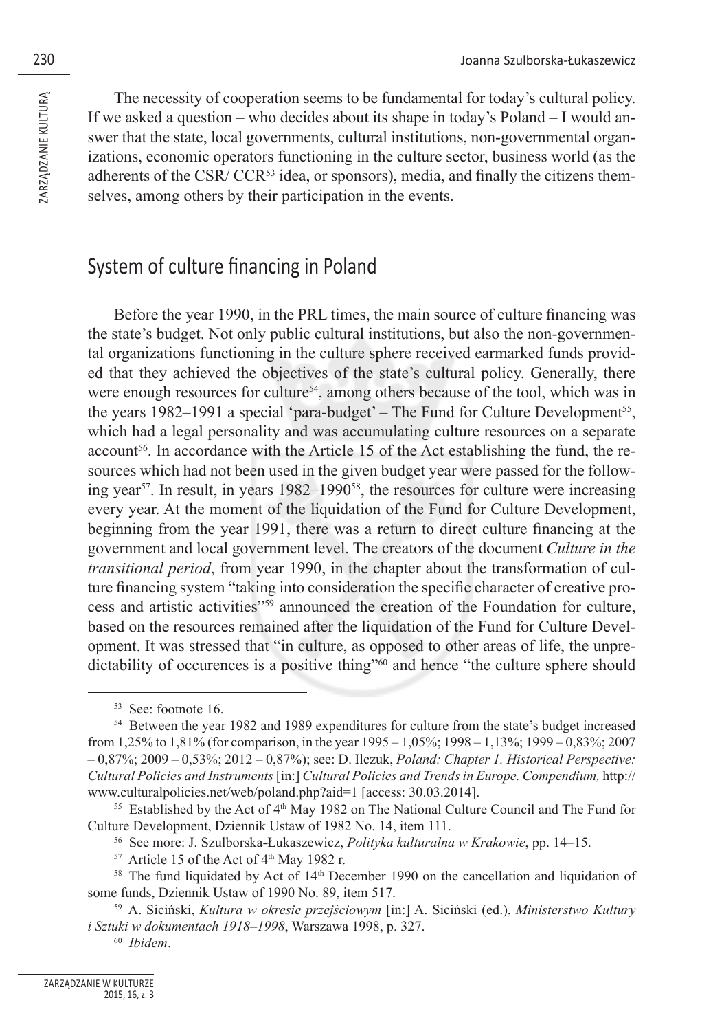The necessity of cooperation seems to be fundamental for today's cultural policy. If we asked a question – who decides about its shape in today's Poland – I would answer that the state, local governments, cultural institutions, non-governmental organizations, economic operators functioning in the culture sector, business world (as the adherents of the CSR/ CCR[53] idea, or sponsors), media, and finally the citizens themselves, among others by their participation in the events.

## System of culture financing in Poland

Before the year 1990, in the PRL times, the main source of culture financing was the state's budget. Not only public cultural institutions, but also the non-governmental organizations functioning in the culture sphere received earmarked funds provided that they achieved the objectives of the state's cultural policy. Generally, there were enough resources for culture[54], among others because of the tool, which was in the years 1982–1991 a special 'para-budget' – The Fund for Culture Development[55], which had a legal personality and was accumulating culture resources on a separate account[56]. In accordance with the Article 15 of the Act establishing the fund, the resources which had not been used in the given budget year were passed for the following year[57]. In result, in years 1982–1990[58], the resources for culture were increasing every year. At the moment of the liquidation of the Fund for Culture Development, beginning from the year 1991, there was a return to direct culture financing at the government and local government level. The creators of the document *Culture in the transitional period*, from year 1990, in the chapter about the transformation of culture financing system "taking into consideration the specific character of creative process and artistic activities"[59] announced the creation of the Foundation for culture, based on the resources remained after the liquidation of the Fund for Culture Development. It was stressed that "in culture, as opposed to other areas of life, the unpredictability of occurences is a positive thing"[60] and hence "the culture sphere should

---

[53] See: footnote 16.

[54] Between the year 1982 and 1989 expenditures for culture from the state's budget increased from 1,25% to 1,81% (for comparison, in the year 1995 – 1,05%; 1998 – 1,13%; 1999 – 0,83%; 2007 – 0,87%; 2009 – 0,53%; 2012 – 0,87%); see: D. Ilczuk, *Poland: Chapter 1. Historical Perspective: Cultural Policies and Instruments* [in:] *Cultural Policies and Trends in Europe. Compendium,* http://www.culturalpolicies.net/web/poland.php?aid=1 [access: 30.03.2014].

[55] Established by the Act of 4th May 1982 on The National Culture Council and The Fund for Culture Development, Dziennik Ustaw of 1982 No. 14, item 111.

[56] See more: J. Szulborska-Łukaszewicz, *Polityka kulturalna w Krakowie*, pp. 14–15.

[57] Article 15 of the Act of 4th May 1982 r.

[58] The fund liquidated by Act of 14th December 1990 on the cancellation and liquidation of some funds, Dziennik Ustaw of 1990 No. 89, item 517.

[59] A. Siciński, *Kultura w okresie przejściowym* [in:] A. Siciński (ed.), *Ministerstwo Kultury i Sztuki w dokumentach 1918–1998*, Warszawa 1998, p. 327.

[60] *Ibidem*.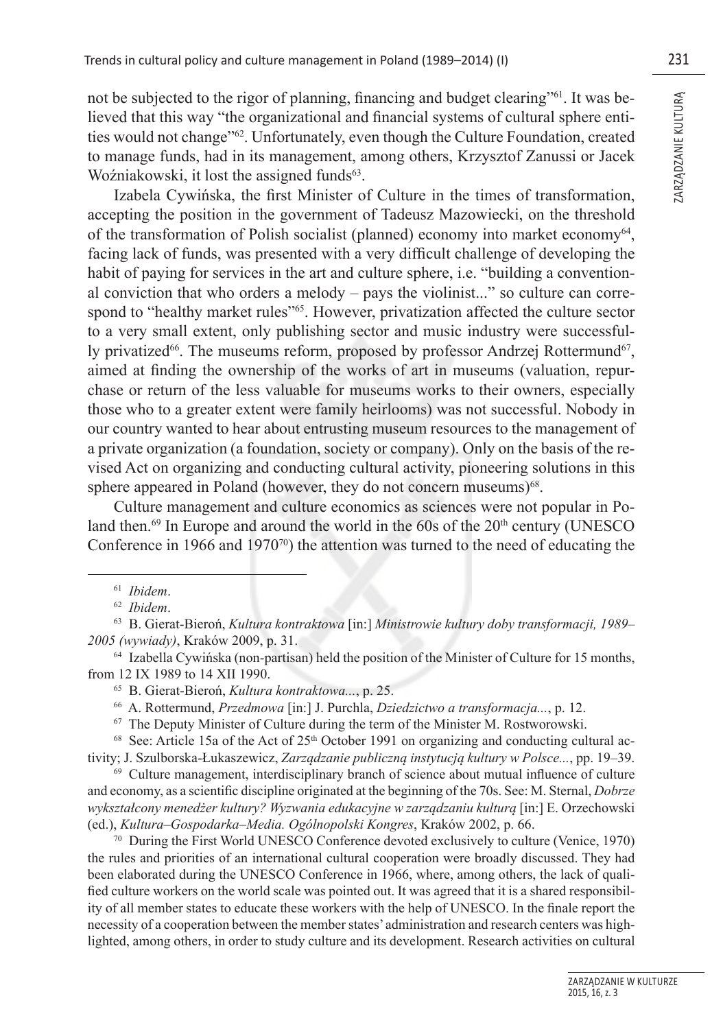not be subjected to the rigor of planning, financing and budget clearing"[61]. It was believed that this way "the organizational and financial systems of cultural sphere entities would not change"[62]. Unfortunately, even though the Culture Foundation, created to manage funds, had in its management, among others, Krzysztof Zanussi or Jacek Woźniakowski, it lost the assigned funds[63].

Izabela Cywińska, the first Minister of Culture in the times of transformation, accepting the position in the government of Tadeusz Mazowiecki, on the threshold of the transformation of Polish socialist (planned) economy into market economy[64], facing lack of funds, was presented with a very difficult challenge of developing the habit of paying for services in the art and culture sphere, i.e. "building a conventional conviction that who orders a melody – pays the violinist..." so culture can correspond to "healthy market rules"[65]. However, privatization affected the culture sector to a very small extent, only publishing sector and music industry were successfully privatized[66]. The museums reform, proposed by professor Andrzej Rottermund[67], aimed at finding the ownership of the works of art in museums (valuation, repurchase or return of the less valuable for museums works to their owners, especially those who to a greater extent were family heirlooms) was not successful. Nobody in our country wanted to hear about entrusting museum resources to the management of a private organization (a foundation, society or company). Only on the basis of the revised Act on organizing and conducting cultural activity, pioneering solutions in this sphere appeared in Poland (however, they do not concern museums)[68].

Culture management and culture economics as sciences were not popular in Poland then.[69] In Europe and around the world in the 60s of the 20th century (UNESCO Conference in 1966 and 1970[70]) the attention was turned to the need of educating the

---

[61] *Ibidem*.

[62] *Ibidem*.

[63] B. Gierat-Bieroń, *Kultura kontraktowa* [in:] *Ministrowie kultury doby transformacji, 1989–2005 (wywiady)*, Kraków 2009, p. 31.

[64] Izabella Cywińska (non-partisan) held the position of the Minister of Culture for 15 months, from 12 IX 1989 to 14 XII 1990.

[65] B. Gierat-Bieroń, *Kultura kontraktowa...*, p. 25.

[66] A. Rottermund, *Przedmowa* [in:] J. Purchla, *Dziedzictwo a transformacja...*, p. 12.

[67] The Deputy Minister of Culture during the term of the Minister M. Rostworowski.

[68] See: Article 15a of the Act of 25th October 1991 on organizing and conducting cultural activity; J. Szulborska-Łukaszewicz, *Zarządzanie publiczną instytucją kultury w Polsce...*, pp. 19–39.

[69] Culture management, interdisciplinary branch of science about mutual influence of culture and economy, as a scientific discipline originated at the beginning of the 70s. See: M. Sternal, *Dobrze wykształcony menedżer kultury? Wyzwania edukacyjne w zarządzaniu kulturą* [in:] E. Orzechowski (ed.), *Kultura–Gospodarka–Media. Ogólnopolski Kongres*, Kraków 2002, p. 66.

[70] During the First World UNESCO Conference devoted exclusively to culture (Venice, 1970) the rules and priorities of an international cultural cooperation were broadly discussed. They had been elaborated during the UNESCO Conference in 1966, where, among others, the lack of qualified culture workers on the world scale was pointed out. It was agreed that it is a shared responsibility of all member states to educate these workers with the help of UNESCO. In the finale report the necessity of a cooperation between the member states' administration and research centers was highlighted, among others, in order to study culture and its development. Research activities on cultural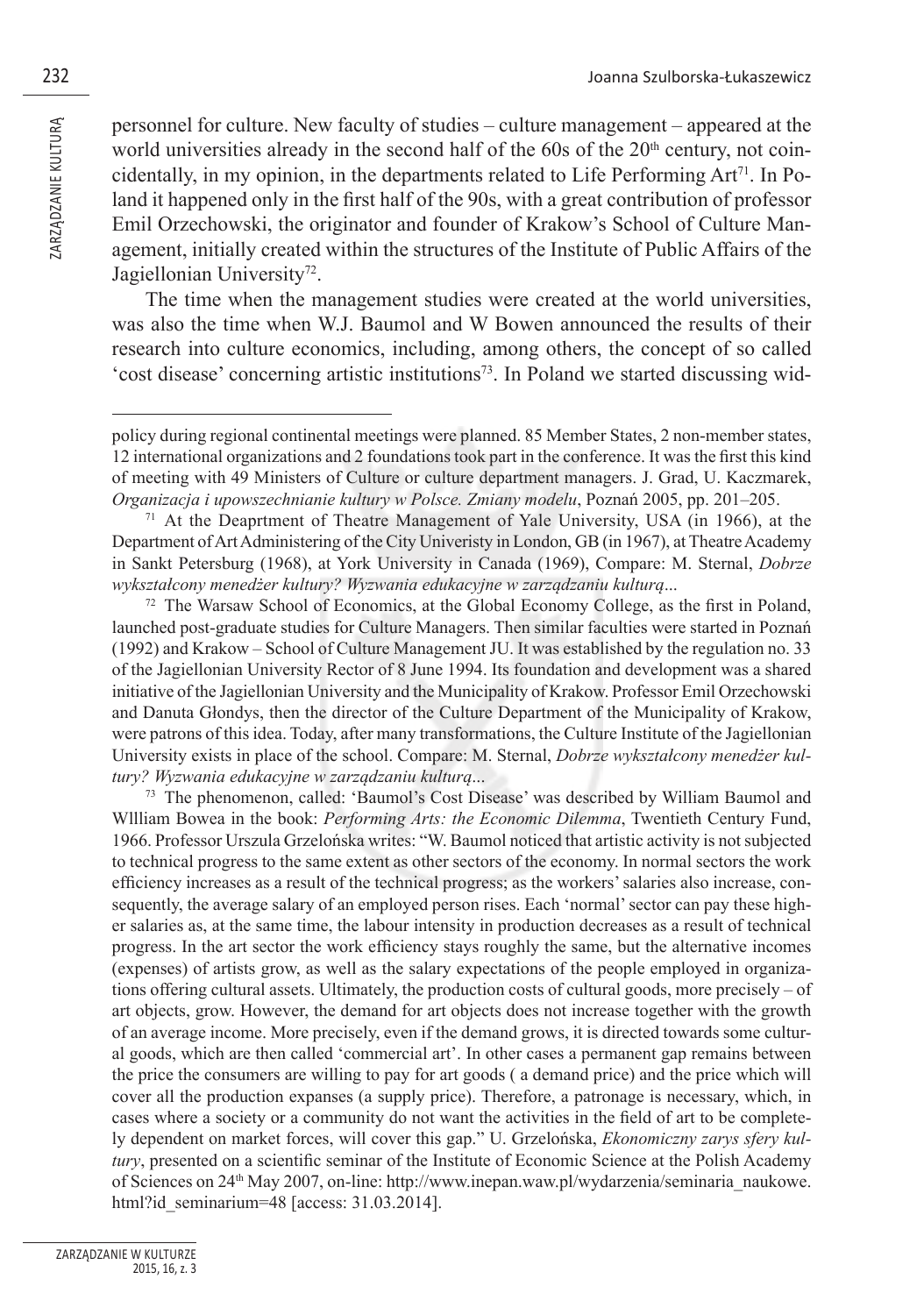personnel for culture. New faculty of studies – culture management – appeared at the world universities already in the second half of the 60s of the 20th century, not coincidentally, in my opinion, in the departments related to Life Performing Art[71]. In Poland it happened only in the first half of the 90s, with a great contribution of professor Emil Orzechowski, the originator and founder of Krakow's School of Culture Management, initially created within the structures of the Institute of Public Affairs of the Jagiellonian University[72].

The time when the management studies were created at the world universities, was also the time when W.J. Baumol and W Bowen announced the results of their research into culture economics, including, among others, the concept of so called 'cost disease' concerning artistic institutions[73]. In Poland we started discussing wid-

---

policy during regional continental meetings were planned. 85 Member States, 2 non-member states, 12 international organizations and 2 foundations took part in the conference. It was the first this kind of meeting with 49 Ministers of Culture or culture department managers. J. Grad, U. Kaczmarek, *Organizacja i upowszechnianie kultury w Polsce. Zmiany modelu*, Poznań 2005, pp. 201–205.

[71] At the Deaprtment of Theatre Management of Yale University, USA (in 1966), at the Department of Art Administering of the City Univeristy in London, GB (in 1967), at Theatre Academy in Sankt Petersburg (1968), at York University in Canada (1969), Compare: M. Sternal, *Dobrze wykształcony menedżer kultury? Wyzwania edukacyjne w zarządzaniu kulturą*...

[72] The Warsaw School of Economics, at the Global Economy College, as the first in Poland, launched post-graduate studies for Culture Managers. Then similar faculties were started in Poznań (1992) and Krakow – School of Culture Management JU. It was established by the regulation no. 33 of the Jagiellonian University Rector of 8 June 1994. Its foundation and development was a shared initiative of the Jagiellonian University and the Municipality of Krakow. Professor Emil Orzechowski and Danuta Głondys, then the director of the Culture Department of the Municipality of Krakow, were patrons of this idea. Today, after many transformations, the Culture Institute of the Jagiellonian University exists in place of the school. Compare: M. Sternal, *Dobrze wykształcony menedżer kultury? Wyzwania edukacyjne w zarządzaniu kulturą*...

[73] The phenomenon, called: 'Baumol's Cost Disease' was described by William Baumol and Wllliam Bowea in the book: *Performing Arts: the Economic Dilemma*, Twentieth Century Fund, 1966. Professor Urszula Grzelońska writes: "W. Baumol noticed that artistic activity is not subjected to technical progress to the same extent as other sectors of the economy. In normal sectors the work efficiency increases as a result of the technical progress; as the workers' salaries also increase, consequently, the average salary of an employed person rises. Each 'normal' sector can pay these higher salaries as, at the same time, the labour intensity in production decreases as a result of technical progress. In the art sector the work efficiency stays roughly the same, but the alternative incomes (expenses) of artists grow, as well as the salary expectations of the people employed in organizations offering cultural assets. Ultimately, the production costs of cultural goods, more precisely – of art objects, grow. However, the demand for art objects does not increase together with the growth of an average income. More precisely, even if the demand grows, it is directed towards some cultural goods, which are then called 'commercial art'. In other cases a permanent gap remains between the price the consumers are willing to pay for art goods ( a demand price) and the price which will cover all the production expanses (a supply price). Therefore, a patronage is necessary, which, in cases where a society or a community do not want the activities in the field of art to be completely dependent on market forces, will cover this gap." U. Grzelońska, *Ekonomiczny zarys sfery kultury*, presented on a scientific seminar of the Institute of Economic Science at the Polish Academy of Sciences on 24th May 2007, on-line: http://www.inepan.waw.pl/wydarzenia/seminaria_naukowe.html?id_seminarium=48 [access: 31.03.2014].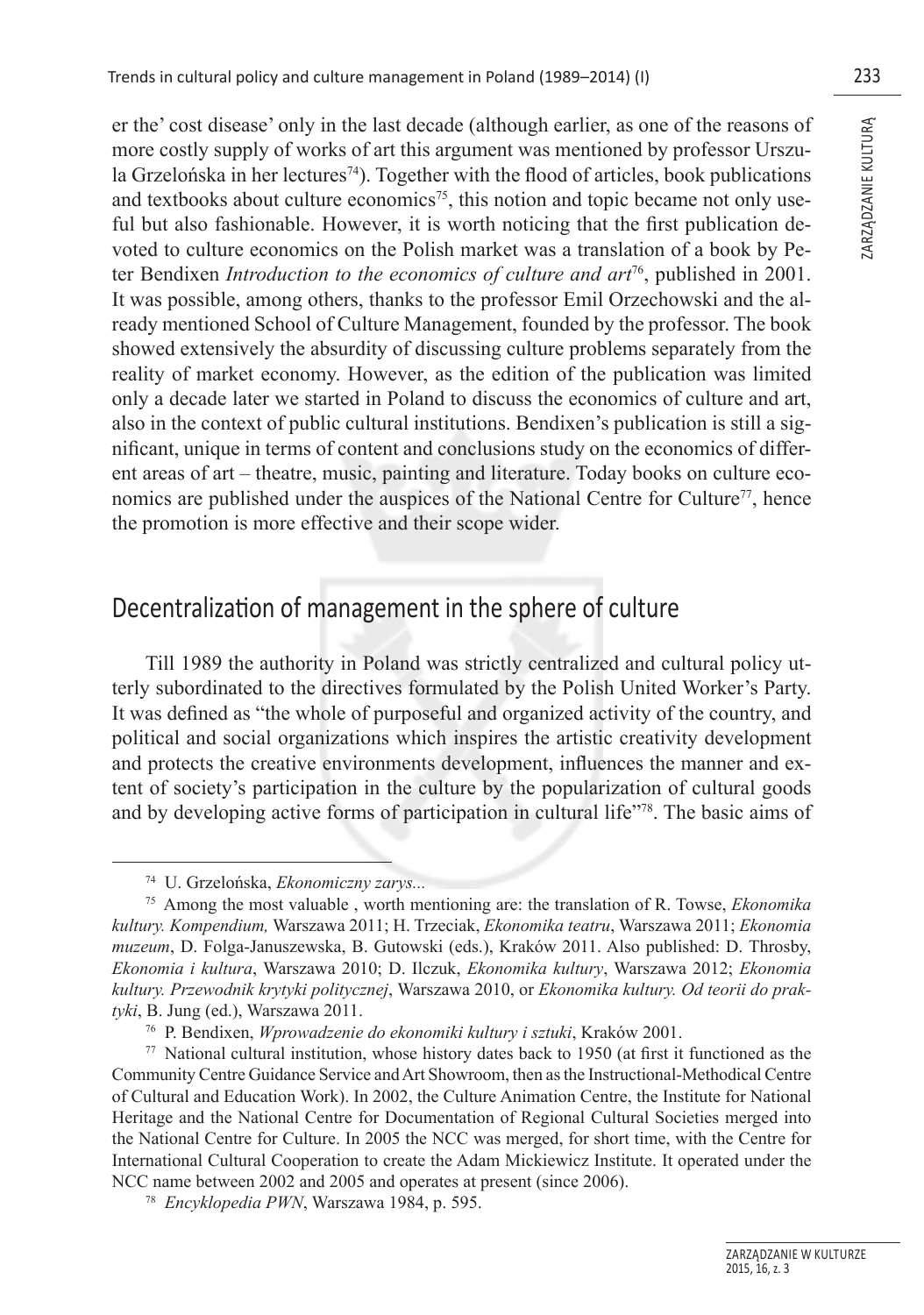er the' cost disease' only in the last decade (although earlier, as one of the reasons of more costly supply of works of art this argument was mentioned by professor Urszula Grzelońska in her lectures[74]). Together with the flood of articles, book publications and textbooks about culture economics[75], this notion and topic became not only useful but also fashionable. However, it is worth noticing that the first publication devoted to culture economics on the Polish market was a translation of a book by Peter Bendixen *Introduction to the economics of culture and art*[76], published in 2001. It was possible, among others, thanks to the professor Emil Orzechowski and the already mentioned School of Culture Management, founded by the professor. The book showed extensively the absurdity of discussing culture problems separately from the reality of market economy. However, as the edition of the publication was limited only a decade later we started in Poland to discuss the economics of culture and art, also in the context of public cultural institutions. Bendixen's publication is still a significant, unique in terms of content and conclusions study on the economics of different areas of art – theatre, music, painting and literature. Today books on culture economics are published under the auspices of the National Centre for Culture[77], hence the promotion is more effective and their scope wider.

## Decentralization of management in the sphere of culture

Till 1989 the authority in Poland was strictly centralized and cultural policy utterly subordinated to the directives formulated by the Polish United Worker's Party. It was defined as "the whole of purposeful and organized activity of the country, and political and social organizations which inspires the artistic creativity development and protects the creative environments development, influences the manner and extent of society's participation in the culture by the popularization of cultural goods and by developing active forms of participation in cultural life"[78]. The basic aims of

---

[74] U. Grzelońska, *Ekonomiczny zarys...*

[75] Among the most valuable , worth mentioning are: the translation of R. Towse, *Ekonomika kultury. Kompendium,* Warszawa 2011; H. Trzeciak, *Ekonomika teatru*, Warszawa 2011; *Ekonomia muzeum*, D. Folga-Januszewska, B. Gutowski (eds.), Kraków 2011. Also published: D. Throsby, *Ekonomia i kultura*, Warszawa 2010; D. Ilczuk, *Ekonomika kultury*, Warszawa 2012; *Ekonomia kultury. Przewodnik krytyki politycznej*, Warszawa 2010, or *Ekonomika kultury. Od teorii do praktyki*, B. Jung (ed.), Warszawa 2011.

[76] P. Bendixen, *Wprowadzenie do ekonomiki kultury i sztuki*, Kraków 2001.

[77] National cultural institution, whose history dates back to 1950 (at first it functioned as the Community Centre Guidance Service and Art Showroom, then as the Instructional-Methodical Centre of Cultural and Education Work). In 2002, the Culture Animation Centre, the Institute for National Heritage and the National Centre for Documentation of Regional Cultural Societies merged into the National Centre for Culture. In 2005 the NCC was merged, for short time, with the Centre for International Cultural Cooperation to create the Adam Mickiewicz Institute. It operated under the NCC name between 2002 and 2005 and operates at present (since 2006).

[78] *Encyklopedia PWN*, Warszawa 1984, p. 595.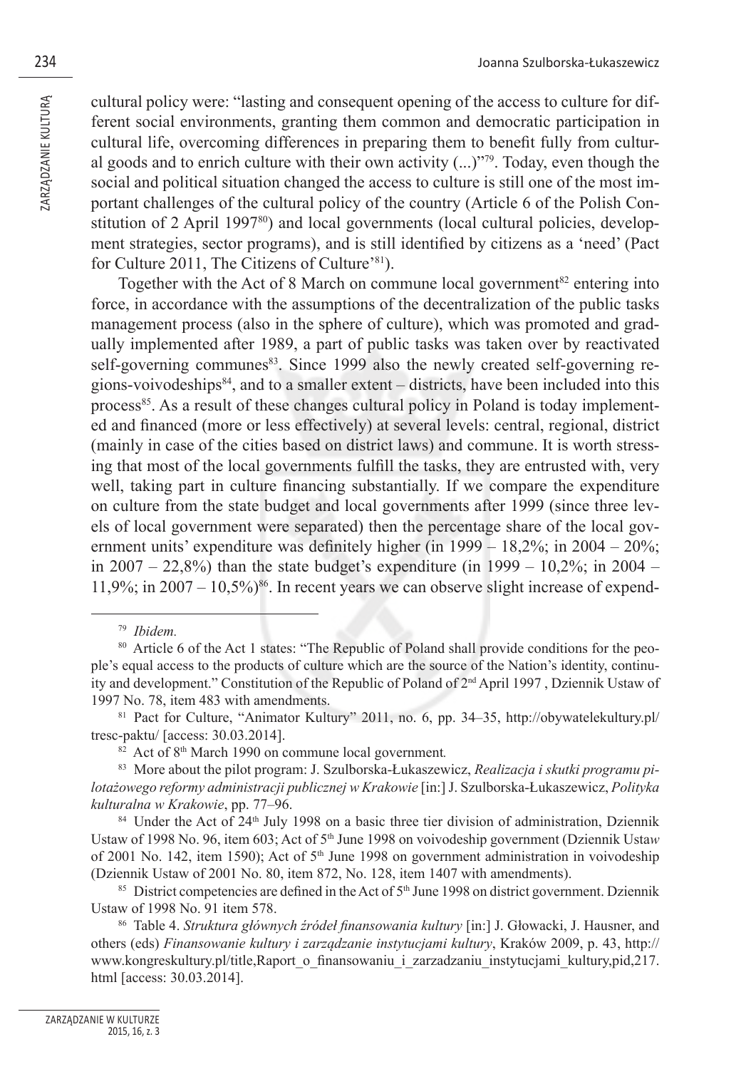cultural policy were: "lasting and consequent opening of the access to culture for different social environments, granting them common and democratic participation in cultural life, overcoming differences in preparing them to benefit fully from cultural goods and to enrich culture with their own activity (...)"[79]. Today, even though the social and political situation changed the access to culture is still one of the most important challenges of the cultural policy of the country (Article 6 of the Polish Constitution of 2 April 1997[80]) and local governments (local cultural policies, development strategies, sector programs), and is still identified by citizens as a 'need' (Pact for Culture 2011, The Citizens of Culture'[81]).

Together with the Act of 8 March on commune local government[82] entering into force, in accordance with the assumptions of the decentralization of the public tasks management process (also in the sphere of culture), which was promoted and gradually implemented after 1989, a part of public tasks was taken over by reactivated self-governing communes[83]. Since 1999 also the newly created self-governing regions-voivodeships[84], and to a smaller extent – districts, have been included into this process[85]. As a result of these changes cultural policy in Poland is today implemented and financed (more or less effectively) at several levels: central, regional, district (mainly in case of the cities based on district laws) and commune. It is worth stressing that most of the local governments fulfill the tasks, they are entrusted with, very well, taking part in culture financing substantially. If we compare the expenditure on culture from the state budget and local governments after 1999 (since three levels of local government were separated) then the percentage share of the local government units' expenditure was definitely higher (in 1999 – 18,2%; in 2004 – 20%; in 2007 – 22,8%) than the state budget's expenditure (in 1999 – 10,2%; in 2004 – 11,9%; in 2007 – 10,5%)[86]. In recent years we can observe slight increase of expend-

---

[79] *Ibidem.*

[80] Article 6 of the Act 1 states: "The Republic of Poland shall provide conditions for the people's equal access to the products of culture which are the source of the Nation's identity, continuity and development." Constitution of the Republic of Poland of 2nd April 1997 , Dziennik Ustaw of 1997 No. 78, item 483 with amendments.

[81] Pact for Culture, "Animator Kultury" 2011, no. 6, pp. 34–35, http://obywatelekultury.pl/tresc-paktu/ [access: 30.03.2014].

[82] Act of 8th March 1990 on commune local government*.*

[83] More about the pilot program: J. Szulborska-Łukaszewicz, *Realizacja i skutki programu pilotażowego reformy administracji publicznej w Krakowie* [in:] J. Szulborska-Łukaszewicz, *Polityka kulturalna w Krakowie*, pp. 77–96.

[84] Under the Act of 24th July 1998 on a basic three tier division of administration, Dziennik Ustaw of 1998 No. 96, item 603; Act of 5th June 1998 on voivodeship government (Dziennik Usta*w* of 2001 No. 142, item 1590); Act of 5th June 1998 on government administration in voivodeship (Dziennik Ustaw of 2001 No. 80, item 872, No. 128, item 1407 with amendments).

[85] District competencies are defined in the Act of 5th June 1998 on district government. Dziennik Ustaw of 1998 No. 91 item 578.

[86] Table 4. *Struktura głównych źródeł finansowania kultury* [in:] J. Głowacki, J. Hausner, and others (eds) *Finansowanie kultury i zarządzanie instytucjami kultury*, Kraków 2009, p. 43, http://www.kongreskultury.pl/title,Raport_o_finansowaniu_i_zarzadzaniu_instytucjami_kultury,pid,217.html [access: 30.03.2014].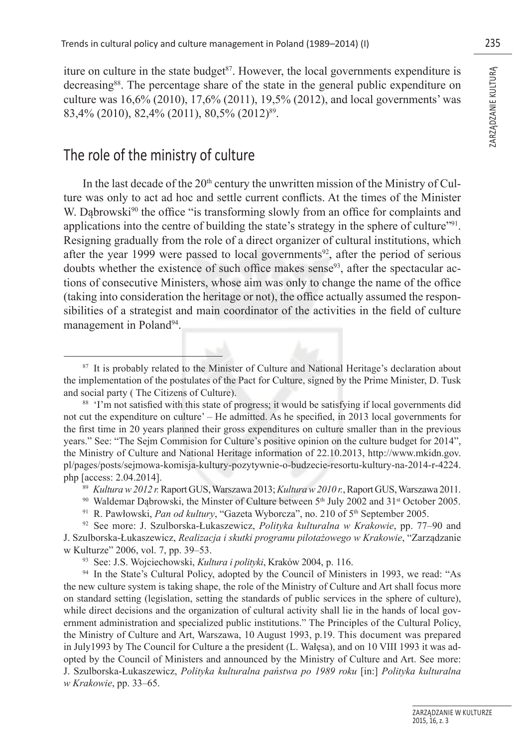iture on culture in the state budget[87]. However, the local governments expenditure is decreasing[88]. The percentage share of the state in the general public expenditure on culture was 16,6% (2010), 17,6% (2011), 19,5% (2012), and local governments' was 83,4% (2010), 82,4% (2011), 80,5% (2012)[89].

## The role of the ministry of culture

In the last decade of the 20[th] century the unwritten mission of the Ministry of Culture was only to act ad hoc and settle current conflicts. At the times of the Minister W. Dąbrowski[90] the office "is transforming slowly from an office for complaints and applications into the centre of building the state's strategy in the sphere of culture"[91]. Resigning gradually from the role of a direct organizer of cultural institutions, which after the year 1999 were passed to local governments[92], after the period of serious doubts whether the existence of such office makes sense[93], after the spectacular actions of consecutive Ministers, whose aim was only to change the name of the office (taking into consideration the heritage or not), the office actually assumed the responsibilities of a strategist and main coordinator of the activities in the field of culture management in Poland[94].

---

[87] It is probably related to the Minister of Culture and National Heritage's declaration about the implementation of the postulates of the Pact for Culture, signed by the Prime Minister, D. Tusk and social party ( The Citizens of Culture).

[88] 'I'm not satisfied with this state of progress; it would be satisfying if local governments did not cut the expenditure on culture' – He admitted. As he specified, in 2013 local governments for the first time in 20 years planned their gross expenditures on culture smaller than in the previous years." See: "The Sejm Commision for Culture's positive opinion on the culture budget for 2014", the Ministry of Culture and National Heritage information of 22.10.2013, http://www.mkidn.gov.pl/pages/posts/sejmowa-komisja-kultury-pozytywnie-o-budzecie-resortu-kultury-na-2014-r-4224.php [access: 2.04.2014].

[89] *Kultura w 2012 r.* Raport GUS, Warszawa 2013; *Kultura w 2010 r.*, Raport GUS, Warszawa 2011.

[90] Waldemar Dąbrowski, the Minster of Culture between 5[th] July 2002 and 31[st] October 2005.

[91] R. Pawłowski, *Pan od kultury*, "Gazeta Wyborcza", no. 210 of 5[th] September 2005.

[92] See more: J. Szulborska-Łukaszewicz, *Polityka kulturalna w Krakowie*, pp. 77–90 and J. Szulborska-Łukaszewicz, *Realizacja i skutki programu pilotażowego w Krakowie*, "Zarządzanie w Kulturze" 2006, vol. 7, pp. 39–53.

[93] See: J.S. Wojciechowski, *Kultura i polityki*, Kraków 2004, p. 116.

[94] In the State's Cultural Policy, adopted by the Council of Ministers in 1993, we read: "As the new culture system is taking shape, the role of the Ministry of Culture and Art shall focus more on standard setting (legislation, setting the standards of public services in the sphere of culture), while direct decisions and the organization of cultural activity shall lie in the hands of local government administration and specialized public institutions." The Principles of the Cultural Policy, the Ministry of Culture and Art, Warszawa, 10 August 1993, p.19. This document was prepared in July1993 by The Council for Culture a the president (L. Wałęsa), and on 10 VIII 1993 it was adopted by the Council of Ministers and announced by the Ministry of Culture and Art. See more: J. Szulborska-Łukaszewicz, *Polityka kulturalna państwa po 1989 roku* [in:] *Polityka kulturalna w Krakowie*, pp. 33–65.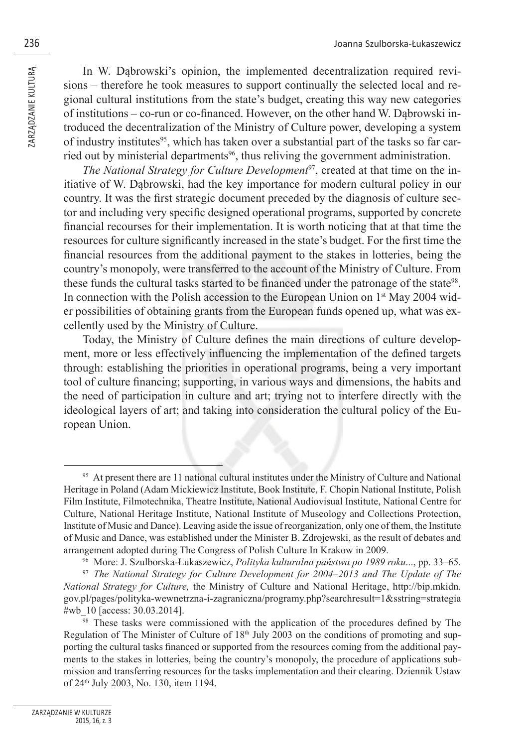In W. Dąbrowski's opinion, the implemented decentralization required revisions – therefore he took measures to support continually the selected local and regional cultural institutions from the state's budget, creating this way new categories of institutions – co-run or co-financed. However, on the other hand W. Dąbrowski introduced the decentralization of the Ministry of Culture power, developing a system of industry institutes[95], which has taken over a substantial part of the tasks so far carried out by ministerial departments[96], thus reliving the government administration.

*The National Strategy for Culture Development*[97], created at that time on the initiative of W. Dąbrowski, had the key importance for modern cultural policy in our country. It was the first strategic document preceded by the diagnosis of culture sector and including very specific designed operational programs, supported by concrete financial recourses for their implementation. It is worth noticing that at that time the resources for culture significantly increased in the state's budget. For the first time the financial resources from the additional payment to the stakes in lotteries, being the country's monopoly, were transferred to the account of the Ministry of Culture. From these funds the cultural tasks started to be financed under the patronage of the state[98]. In connection with the Polish accession to the European Union on 1st May 2004 wider possibilities of obtaining grants from the European funds opened up, what was excellently used by the Ministry of Culture.

Today, the Ministry of Culture defines the main directions of culture development, more or less effectively influencing the implementation of the defined targets through: establishing the priorities in operational programs, being a very important tool of culture financing; supporting, in various ways and dimensions, the habits and the need of participation in culture and art; trying not to interfere directly with the ideological layers of art; and taking into consideration the cultural policy of the European Union.

---

[95] At present there are 11 national cultural institutes under the Ministry of Culture and National Heritage in Poland (Adam Mickiewicz Institute, Book Institute, F. Chopin National Institute, Polish Film Institute, Filmotechnika, Theatre Institute, National Audiovisual Institute, National Centre for Culture, National Heritage Institute, National Institute of Museology and Collections Protection, Institute of Music and Dance). Leaving aside the issue of reorganization, only one of them, the Institute of Music and Dance, was established under the Minister B. Zdrojewski, as the result of debates and arrangement adopted during The Congress of Polish Culture In Krakow in 2009.

[96] More: J. Szulborska-Łukaszewicz, *Polityka kulturalna państwa po 1989 roku*..., pp. 33–65.

[97] *The National Strategy for Culture Development for 2004–2013 and The Update of The National Strategy for Culture,* the Ministry of Culture and National Heritage, http://bip.mkidn.gov.pl/pages/polityka-wewnetrzna-i-zagraniczna/programy.php?searchresult=1&sstring=strategia#wb_10 [access: 30.03.2014].

[98] These tasks were commissioned with the application of the procedures defined by The Regulation of The Minister of Culture of 18th July 2003 on the conditions of promoting and supporting the cultural tasks financed or supported from the resources coming from the additional payments to the stakes in lotteries, being the country's monopoly, the procedure of applications submission and transferring resources for the tasks implementation and their clearing. Dziennik Ustaw of 24th July 2003, No. 130, item 1194.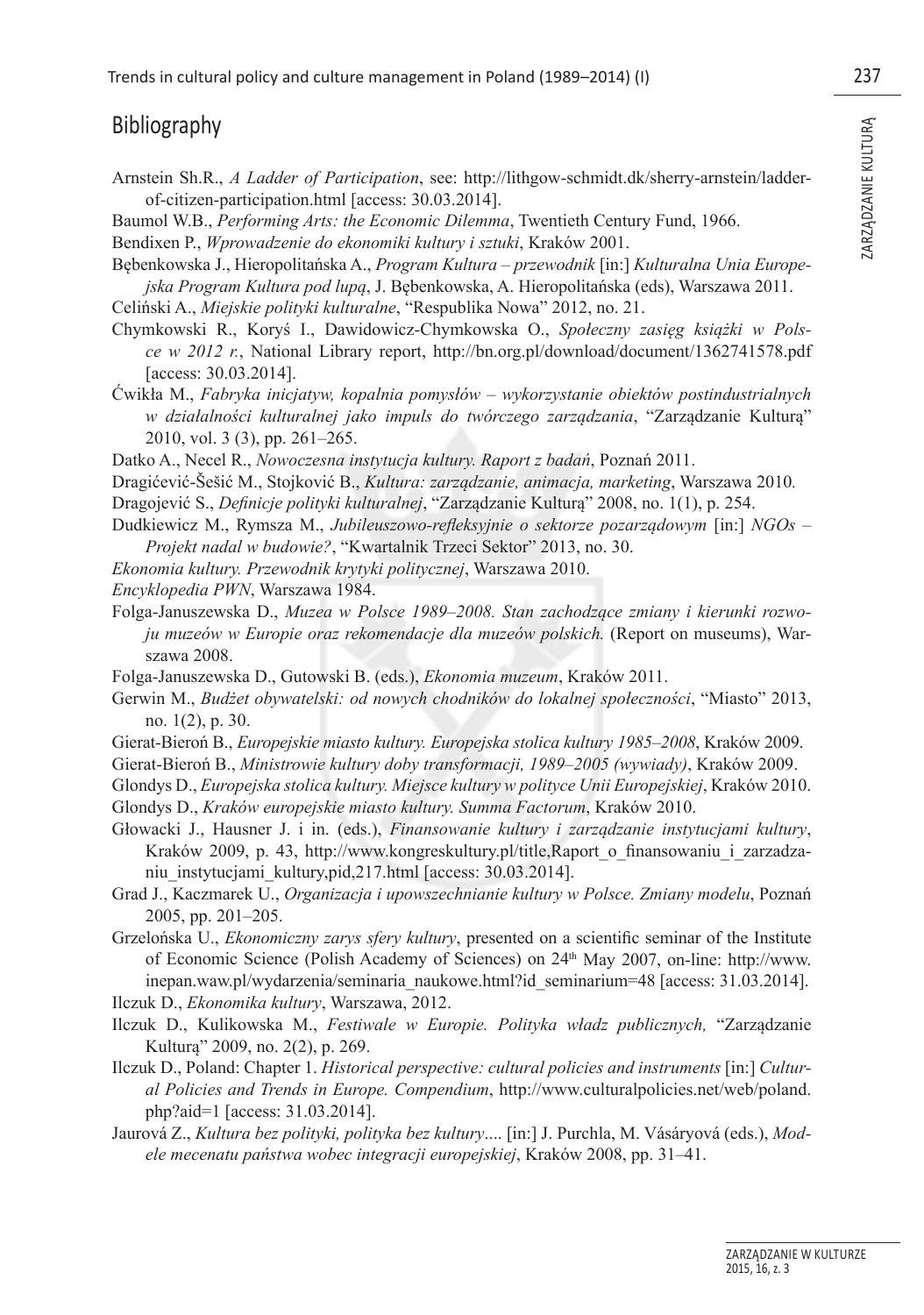## Bibliography

Arnstein Sh.R., *A Ladder of Participation*, see: http://lithgow-schmidt.dk/sherry-arnstein/ladder-of-citizen-participation.html [access: 30.03.2014].

Baumol W.B., *Performing Arts: the Economic Dilemma*, Twentieth Century Fund, 1966.

Bendixen P., *Wprowadzenie do ekonomiki kultury i sztuki*, Kraków 2001.

Bębenkowska J., Hieropolitańska A., *Program Kultura – przewodnik* [in:] *Kulturalna Unia Europejska Program Kultura pod lupą*, J. Bębenkowska, A. Hieropolitańska (eds), Warszawa 2011.

Celiński A., *Miejskie polityki kulturalne*, "Respublika Nowa" 2012, no. 21.

Chymkowski R., Koryś I., Dawidowicz-Chymkowska O., *Społeczny zasięg książki w Polsce w 2012 r.*, National Library report, http://bn.org.pl/download/document/1362741578.pdf [access: 30.03.2014].

Ćwikła M., *Fabryka inicjatyw, kopalnia pomysłów – wykorzystanie obiektów postindustrialnych w działalności kulturalnej jako impuls do twórczego zarządzania*, "Zarządzanie Kulturą" 2010, vol. 3 (3), pp. 261–265.

Datko A., Necel R., *Nowoczesna instytucja kultury. Raport z badań*, Poznań 2011.

Dragićević-Šešić M., Stojković B., *Kultura: zarządzanie, animacja, marketing*, Warszawa 2010.

Dragojević S., *Definicje polityki kulturalnej*, "Zarządzanie Kulturą" 2008, no. 1(1), p. 254.

Dudkiewicz M., Rymsza M., *Jubileuszowo-refleksyjnie o sektorze pozarządowym* [in:] *NGOs – Projekt nadal w budowie?*, "Kwartalnik Trzeci Sektor" 2013, no. 30.

*Ekonomia kultury. Przewodnik krytyki politycznej*, Warszawa 2010.

*Encyklopedia PWN*, Warszawa 1984.

Folga-Januszewska D., *Muzea w Polsce 1989–2008. Stan zachodzące zmiany i kierunki rozwoju muzeów w Europie oraz rekomendacje dla muzeów polskich.* (Report on museums), Warszawa 2008.

Folga-Januszewska D., Gutowski B. (eds.), *Ekonomia muzeum*, Kraków 2011.

Gerwin M., *Budżet obywatelski: od nowych chodników do lokalnej społeczności*, "Miasto" 2013, no. 1(2), p. 30.

Gierat-Bieroń B., *Europejskie miasto kultury. Europejska stolica kultury 1985–2008*, Kraków 2009.

Gierat-Bieroń B., *Ministrowie kultury doby transformacji, 1989–2005 (wywiady)*, Kraków 2009.

Glondys D., *Europejska stolica kultury. Miejsce kultury w polityce Unii Europejskiej*, Kraków 2010.

Glondys D., *Kraków europejskie miasto kultury. Summa Factorum*, Kraków 2010.

Głowacki J., Hausner J. i in. (eds.), *Finansowanie kultury i zarządzanie instytucjami kultury*, Kraków 2009, p. 43, http://www.kongreskultury.pl/title,Raport_o_finansowaniu_i_zarzadzaniu_instytucjami_kultury,pid,217.html [access: 30.03.2014].

Grad J., Kaczmarek U., *Organizacja i upowszechnianie kultury w Polsce. Zmiany modelu*, Poznań 2005, pp. 201–205.

Grzelońska U., *Ekonomiczny zarys sfery kultury*, presented on a scientific seminar of the Institute of Economic Science (Polish Academy of Sciences) on 24th May 2007, on-line: http://www.inepan.waw.pl/wydarzenia/seminaria_naukowe.html?id_seminarium=48 [access: 31.03.2014].

Ilczuk D., *Ekonomika kultury*, Warszawa, 2012.

Ilczuk D., Kulikowska M., *Festiwale w Europie. Polityka władz publicznych,* "Zarządzanie Kulturą" 2009, no. 2(2), p. 269.

Ilczuk D., Poland: Chapter 1. *Historical perspective: cultural policies and instruments* [in:] *Cultural Policies and Trends in Europe. Compendium*, http://www.culturalpolicies.net/web/poland.php?aid=1 [access: 31.03.2014].

Jaurová Z., *Kultura bez polityki, polityka bez kultury*.... [in:] J. Purchla, M. Vásáryová (eds.), *Modele mecenatu państwa wobec integracji europejskiej*, Kraków 2008, pp. 31–41.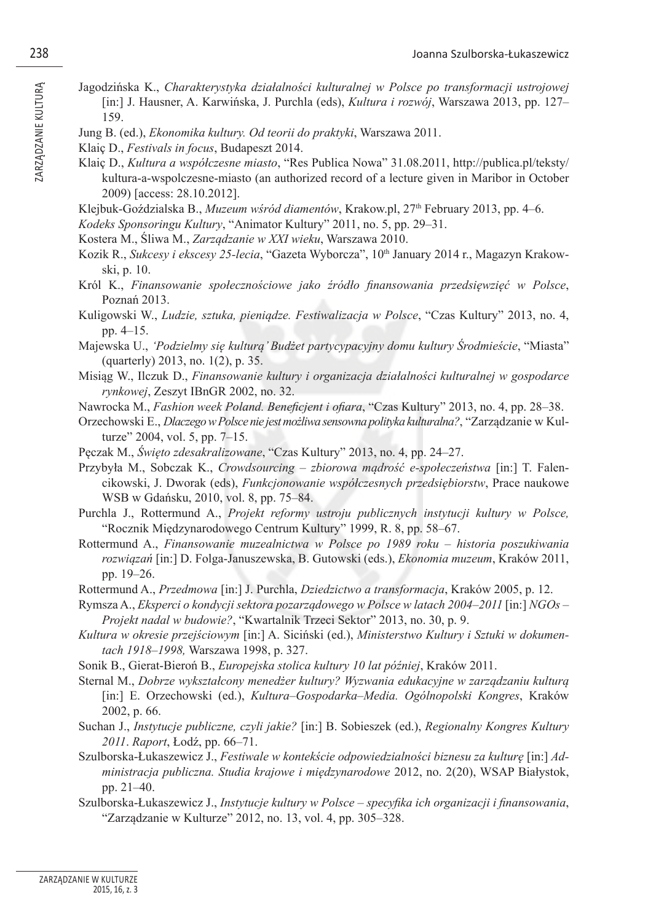Jagodzińska K., *Charakterystyka działalności kulturalnej w Polsce po transformacji ustrojowej* [in:] J. Hausner, A. Karwińska, J. Purchla (eds), *Kultura i rozwój*, Warszawa 2013, pp. 127–159.

Jung B. (ed.), *Ekonomika kultury. Od teorii do praktyki*, Warszawa 2011.

Klaiç D., *Festivals in focus*, Budapeszt 2014.

Klaiç D., *Kultura a współczesne miasto*, "Res Publica Nowa" 31.08.2011, http://publica.pl/teksty/kultura-a-wspolczesne-miasto (an authorized record of a lecture given in Maribor in October 2009) [access: 28.10.2012].

Klejbuk-Goździalska B., *Muzeum wśród diamentów*, Krakow.pl, 27th February 2013, pp. 4–6.

*Kodeks Sponsoringu Kultury*, "Animator Kultury" 2011, no. 5, pp. 29–31.

Kostera M., Śliwa M., *Zarządzanie w XXI wieku*, Warszawa 2010.

Kozik R., *Sukcesy i ekscesy 25-lecia*, "Gazeta Wyborcza", 10th January 2014 r., Magazyn Krakowski, p. 10.

Król K., *Finansowanie społecznościowe jako źródło finansowania przedsięwzięć w Polsce*, Poznań 2013.

Kuligowski W., *Ludzie, sztuka, pieniądze. Festiwalizacja w Polsce*, "Czas Kultury" 2013, no. 4, pp. 4–15.

Majewska U., *'Podzielmy się kulturą' Budżet partycypacyjny domu kultury Śródmieście*, "Miasta" (quarterly) 2013, no. 1(2), p. 35.

Misiąg W., Ilczuk D., *Finansowanie kultury i organizacja działalności kulturalnej w gospodarce rynkowej*, Zeszyt IBnGR 2002, no. 32.

Nawrocka M., *Fashion week Poland. Beneficjent i ofiara*, "Czas Kultury" 2013, no. 4, pp. 28–38.

Orzechowski E., *Dlaczego w Polsce nie jest możliwa sensowna polityka kulturalna?*, "Zarządzanie w Kulturze" 2004, vol. 5, pp. 7–15.

Pęczak M., *Święto zdesakralizowane*, "Czas Kultury" 2013, no. 4, pp. 24–27.

Przybyła M., Sobczak K., *Crowdsourcing – zbiorowa mądrość e-społeczeństwa* [in:] T. Falencikowski, J. Dworak (eds), *Funkcjonowanie współczesnych przedsiębiorstw*, Prace naukowe WSB w Gdańsku, 2010, vol. 8, pp. 75–84.

Purchla J., Rottermund A., *Projekt reformy ustroju publicznych instytucji kultury w Polsce,* "Rocznik Międzynarodowego Centrum Kultury" 1999, R. 8, pp. 58–67.

Rottermund A., *Finansowanie muzealnictwa w Polsce po 1989 roku – historia poszukiwania rozwiązań* [in:] D. Folga-Januszewska, B. Gutowski (eds.), *Ekonomia muzeum*, Kraków 2011, pp. 19–26.

Rottermund A., *Przedmowa* [in:] J. Purchla, *Dziedzictwo a transformacja*, Kraków 2005, p. 12.

Rymsza A., *Eksperci o kondycji sektora pozarządowego w Polsce w latach 2004–2011* [in:] *NGOs – Projekt nadal w budowie?*, "Kwartalnik Trzeci Sektor" 2013, no. 30, p. 9.

*Kultura w okresie przejściowym* [in:] A. Siciński (ed.), *Ministerstwo Kultury i Sztuki w dokumentach 1918–1998,* Warszawa 1998, p. 327.

Sonik B., Gierat-Bieroń B., *Europejska stolica kultury 10 lat później*, Kraków 2011.

Sternal M., *Dobrze wykształcony menedżer kultury? Wyzwania edukacyjne w zarządzaniu kulturą* [in:] E. Orzechowski (ed.), *Kultura–Gospodarka–Media. Ogólnopolski Kongres*, Kraków 2002, p. 66.

Suchan J., *Instytucje publiczne, czyli jakie?* [in:] B. Sobieszek (ed.), *Regionalny Kongres Kultury 2011*. *Raport*, Łodź, pp. 66–71.

Szulborska-Łukaszewicz J., *Festiwale w kontekście odpowiedzialności biznesu za kulturę* [in:] *Administracja publiczna. Studia krajowe i międzynarodowe* 2012, no. 2(20), WSAP Białystok, pp. 21–40.

Szulborska-Łukaszewicz J., *Instytucje kultury w Polsce – specyfika ich organizacji i finansowania*, "Zarządzanie w Kulturze" 2012, no. 13, vol. 4, pp. 305–328.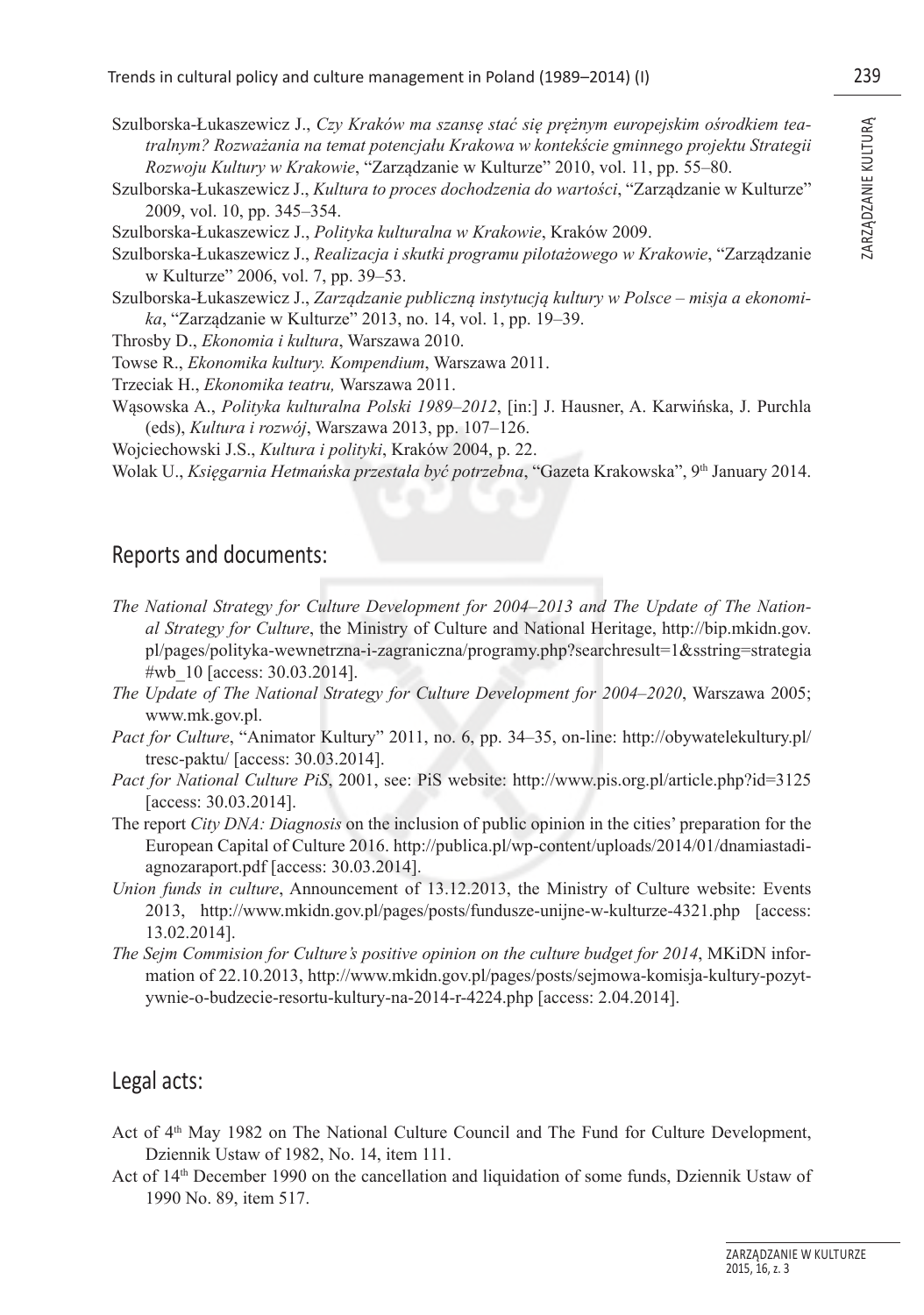Szulborska-Łukaszewicz J., *Czy Kraków ma szansę stać się prężnym europejskim ośrodkiem teatralnym? Rozważania na temat potencjału Krakowa w kontekście gminnego projektu Strategii Rozwoju Kultury w Krakowie*, "Zarządzanie w Kulturze" 2010, vol. 11, pp. 55–80.

Szulborska-Łukaszewicz J., *Kultura to proces dochodzenia do wartości*, "Zarządzanie w Kulturze" 2009, vol. 10, pp. 345–354.

Szulborska-Łukaszewicz J., *Polityka kulturalna w Krakowie*, Kraków 2009.

Szulborska-Łukaszewicz J., *Realizacja i skutki programu pilotażowego w Krakowie*, "Zarządzanie w Kulturze" 2006, vol. 7, pp. 39–53.

Szulborska-Łukaszewicz J., *Zarządzanie publiczną instytucją kultury w Polsce – misja a ekonomika*, "Zarządzanie w Kulturze" 2013, no. 14, vol. 1, pp. 19–39.

Throsby D., *Ekonomia i kultura*, Warszawa 2010.

Towse R., *Ekonomika kultury. Kompendium*, Warszawa 2011.

Trzeciak H., *Ekonomika teatru,* Warszawa 2011.

Wąsowska A., *Polityka kulturalna Polski 1989–2012*, [in:] J. Hausner, A. Karwińska, J. Purchla (eds), *Kultura i rozwój*, Warszawa 2013, pp. 107–126.

Wojciechowski J.S., *Kultura i polityki*, Kraków 2004, p. 22.

Wolak U., *Księgarnia Hetmańska przestała być potrzebna*, "Gazeta Krakowska", 9th January 2014.

## Reports and documents:

*The National Strategy for Culture Development for 2004–2013 and The Update of The National Strategy for Culture*, the Ministry of Culture and National Heritage, http://bip.mkidn.gov.pl/pages/polityka-wewnetrzna-i-zagraniczna/programy.php?searchresult=1&sstring=strategia#wb_10 [access: 30.03.2014].

*The Update of The National Strategy for Culture Development for 2004–2020*, Warszawa 2005; www.mk.gov.pl.

*Pact for Culture*, "Animator Kultury" 2011, no. 6, pp. 34–35, on-line: http://obywatelekultury.pl/tresc-paktu/ [access: 30.03.2014].

*Pact for National Culture PiS*, 2001, see: PiS website: http://www.pis.org.pl/article.php?id=3125 [access: 30.03.2014].

The report *City DNA: Diagnosis* on the inclusion of public opinion in the cities' preparation for the European Capital of Culture 2016. http://publica.pl/wp-content/uploads/2014/01/dnamiastadiagnozaraport.pdf [access: 30.03.2014].

*Union funds in culture*, Announcement of 13.12.2013, the Ministry of Culture website: Events 2013, http://www.mkidn.gov.pl/pages/posts/fundusze-unijne-w-kulturze-4321.php [access: 13.02.2014].

*The Sejm Commision for Culture's positive opinion on the culture budget for 2014*, MKiDN information of 22.10.2013, http://www.mkidn.gov.pl/pages/posts/sejmowa-komisja-kultury-pozytywnie-o-budzecie-resortu-kultury-na-2014-r-4224.php [access: 2.04.2014].

## Legal acts:

Act of 4th May 1982 on The National Culture Council and The Fund for Culture Development, Dziennik Ustaw of 1982, No. 14, item 111.

Act of 14th December 1990 on the cancellation and liquidation of some funds, Dziennik Ustaw of 1990 No. 89, item 517.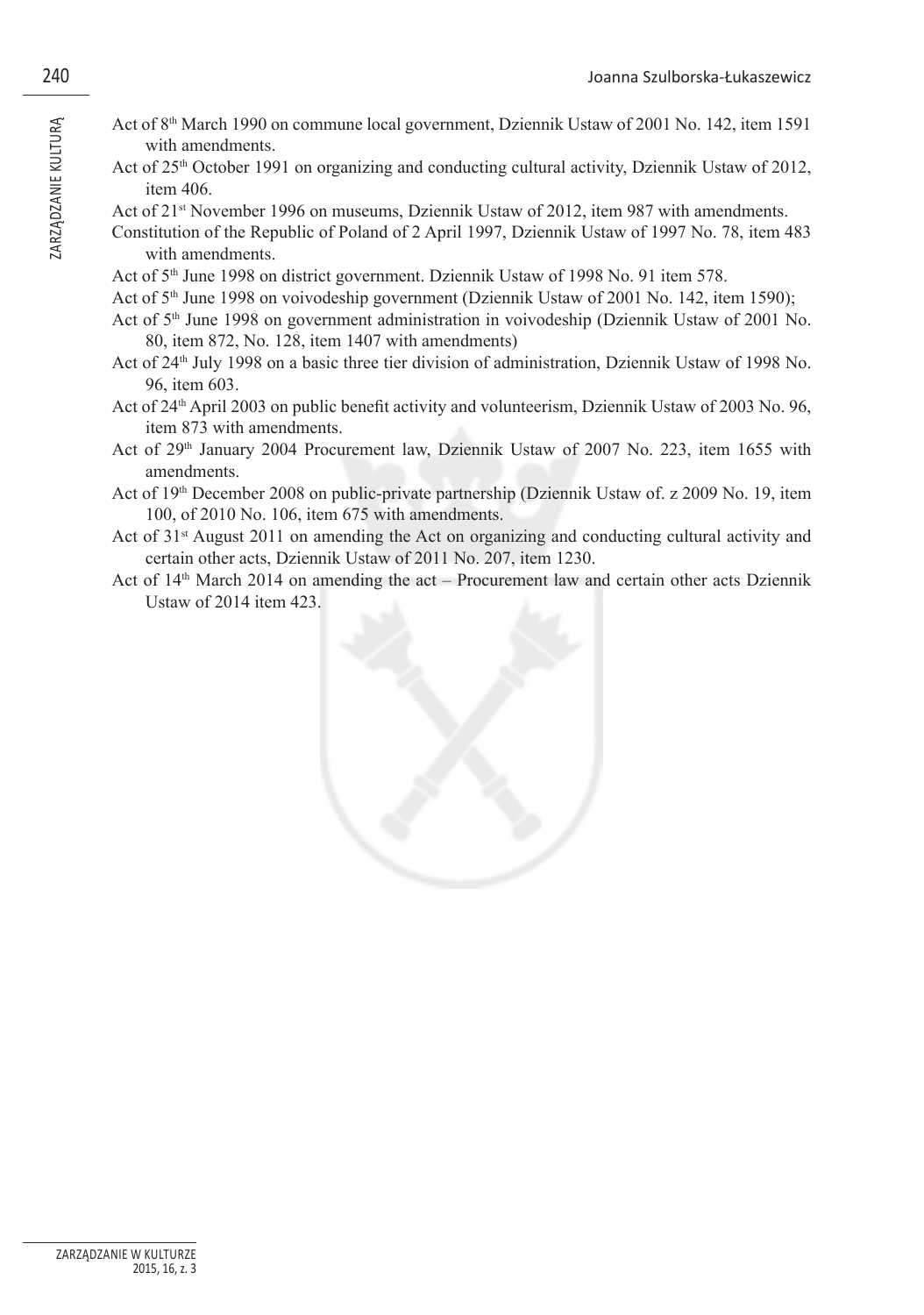Act of 8th March 1990 on commune local government, Dziennik Ustaw of 2001 No. 142, item 1591 with amendments.

Act of 25th October 1991 on organizing and conducting cultural activity, Dziennik Ustaw of 2012, item 406.

Act of 21st November 1996 on museums, Dziennik Ustaw of 2012, item 987 with amendments.

Constitution of the Republic of Poland of 2 April 1997, Dziennik Ustaw of 1997 No. 78, item 483 with amendments.

Act of 5th June 1998 on district government. Dziennik Ustaw of 1998 No. 91 item 578.

Act of 5th June 1998 on voivodeship government (Dziennik Ustaw of 2001 No. 142, item 1590);

Act of 5th June 1998 on government administration in voivodeship (Dziennik Ustaw of 2001 No. 80, item 872, No. 128, item 1407 with amendments)

Act of 24th July 1998 on a basic three tier division of administration, Dziennik Ustaw of 1998 No. 96, item 603.

Act of 24th April 2003 on public benefit activity and volunteerism, Dziennik Ustaw of 2003 No. 96, item 873 with amendments.

Act of 29th January 2004 Procurement law, Dziennik Ustaw of 2007 No. 223, item 1655 with amendments.

Act of 19th December 2008 on public-private partnership (Dziennik Ustaw of. z 2009 No. 19, item 100, of 2010 No. 106, item 675 with amendments.

Act of 31st August 2011 on amending the Act on organizing and conducting cultural activity and certain other acts, Dziennik Ustaw of 2011 No. 207, item 1230.

Act of 14th March 2014 on amending the act – Procurement law and certain other acts Dziennik Ustaw of 2014 item 423.